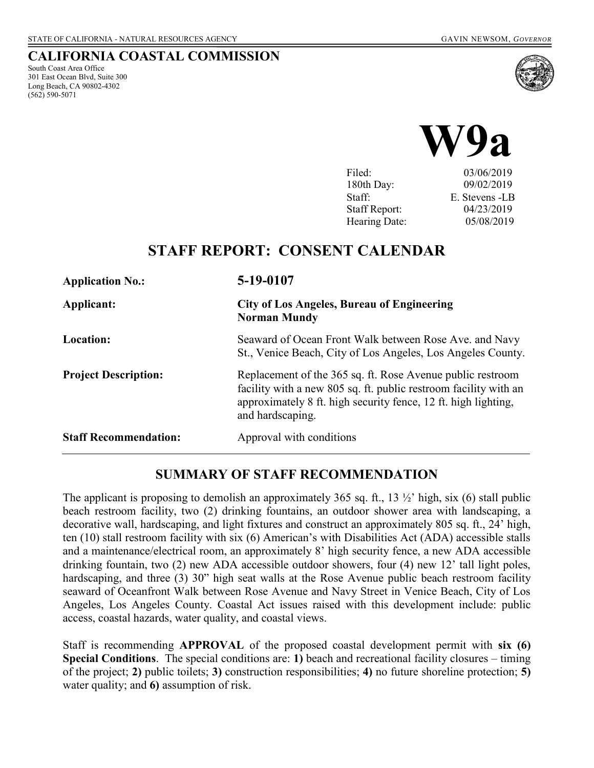STATE OF CALIFORNIA - NATURAL RESOURCES AGENCY GAVIN NEWSOM, *GOVERNOR*

**CALIFORNIA COASTAL COMMISSION**
South Coast Area Office
301 East Ocean Blvd, Suite 300
Long Beach, CA 90802-4302
(562) 590-5071

# W9a

| | |
|---|---|
| Filed: | 03/06/2019 |
| 180th Day: | 09/02/2019 |
| Staff: | E. Stevens -LB |
| Staff Report: | 04/23/2019 |
| Hearing Date: | 05/08/2019 |

## STAFF REPORT: CONSENT CALENDAR

| | |
|---|---|
| **Application No.:** | **5-19-0107** |
| **Applicant:** | **City of Los Angeles, Bureau of Engineering Norman Mundy** |
| **Location:** | Seaward of Ocean Front Walk between Rose Ave. and Navy St., Venice Beach, City of Los Angeles, Los Angeles County. |
| **Project Description:** | Replacement of the 365 sq. ft. Rose Avenue public restroom facility with a new 805 sq. ft. public restroom facility with an approximately 8 ft. high security fence, 12 ft. high lighting, and hardscaping. |
| **Staff Recommendation:** | Approval with conditions |

## SUMMARY OF STAFF RECOMMENDATION

The applicant is proposing to demolish an approximately 365 sq. ft., 13 ½' high, six (6) stall public beach restroom facility, two (2) drinking fountains, an outdoor shower area with landscaping, a decorative wall, hardscaping, and light fixtures and construct an approximately 805 sq. ft., 24' high, ten (10) stall restroom facility with six (6) American's with Disabilities Act (ADA) accessible stalls and a maintenance/electrical room, an approximately 8' high security fence, a new ADA accessible drinking fountain, two (2) new ADA accessible outdoor showers, four (4) new 12' tall light poles, hardscaping, and three (3) 30" high seat walls at the Rose Avenue public beach restroom facility seaward of Oceanfront Walk between Rose Avenue and Navy Street in Venice Beach, City of Los Angeles, Los Angeles County. Coastal Act issues raised with this development include: public access, coastal hazards, water quality, and coastal views.

Staff is recommending **APPROVAL** of the proposed coastal development permit with **six (6) Special Conditions**. The special conditions are: **1)** beach and recreational facility closures – timing of the project; **2)** public toilets; **3)** construction responsibilities; **4)** no future shoreline protection; **5)** water quality; and **6)** assumption of risk.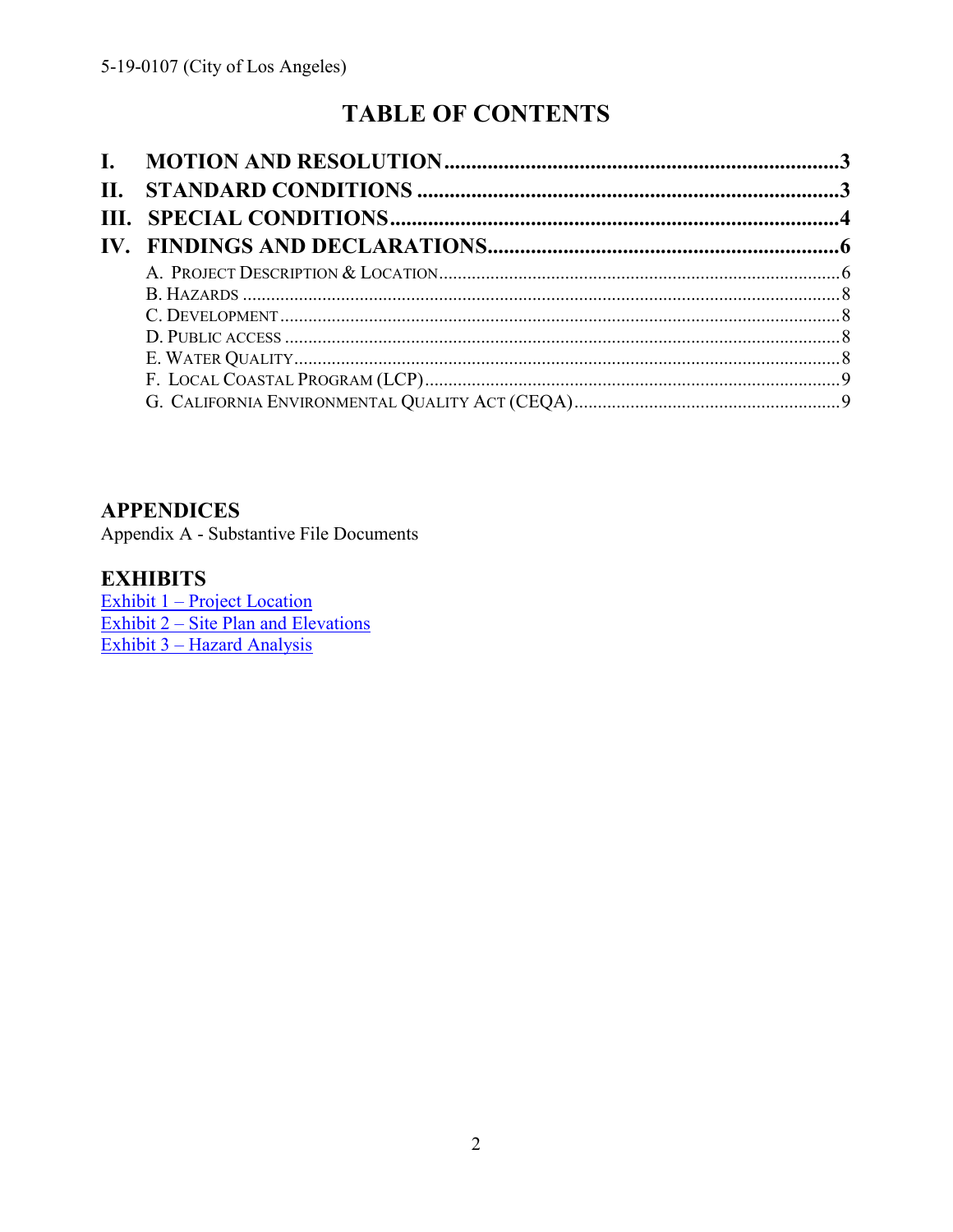# TABLE OF CONTENTS

**I. MOTION AND RESOLUTION** .......... 3
**II. STANDARD CONDITIONS** .......... 3
**III. SPECIAL CONDITIONS** .......... 4
**IV. FINDINGS AND DECLARATIONS** .......... 6

- A. Project Description & Location .......... 6
- B. Hazards .......... 8
- C. Development .......... 8
- D. Public access .......... 8
- E. Water Quality .......... 8
- F. Local Coastal Program (LCP) .......... 9
- G. California Environmental Quality Act (CEQA) .......... 9

## APPENDICES

Appendix A - Substantive File Documents

## EXHIBITS

Exhibit 1 – Project Location
Exhibit 2 – Site Plan and Elevations
Exhibit 3 – Hazard Analysis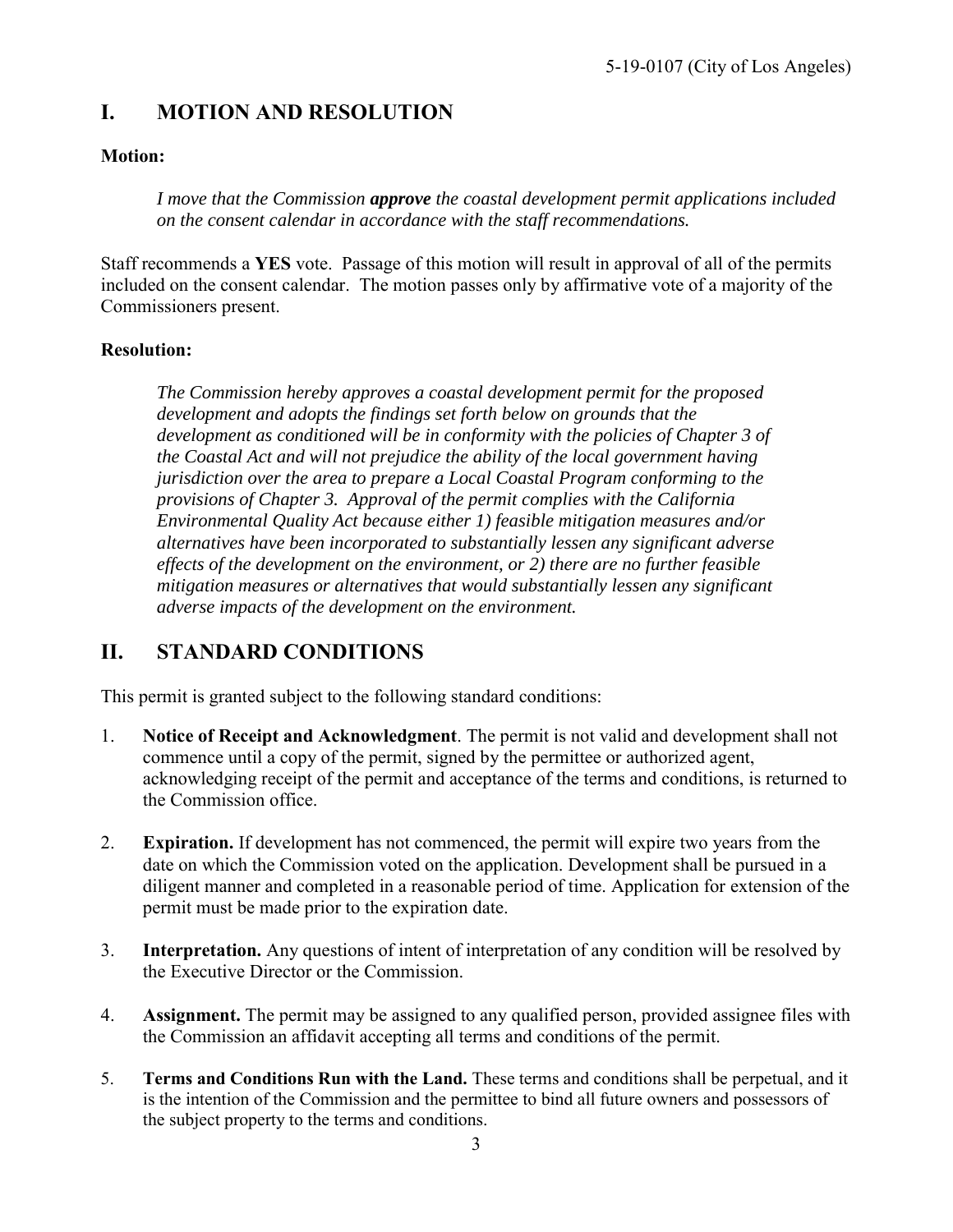## I. MOTION AND RESOLUTION

**Motion:**

> *I move that the Commission **approve** the coastal development permit applications included on the consent calendar in accordance with the staff recommendations.*

Staff recommends a **YES** vote. Passage of this motion will result in approval of all of the permits included on the consent calendar. The motion passes only by affirmative vote of a majority of the Commissioners present.

**Resolution:**

> *The Commission hereby approves a coastal development permit for the proposed development and adopts the findings set forth below on grounds that the development as conditioned will be in conformity with the policies of Chapter 3 of the Coastal Act and will not prejudice the ability of the local government having jurisdiction over the area to prepare a Local Coastal Program conforming to the provisions of Chapter 3. Approval of the permit complies with the California Environmental Quality Act because either 1) feasible mitigation measures and/or alternatives have been incorporated to substantially lessen any significant adverse effects of the development on the environment, or 2) there are no further feasible mitigation measures or alternatives that would substantially lessen any significant adverse impacts of the development on the environment.*

## II. STANDARD CONDITIONS

This permit is granted subject to the following standard conditions:

1. **Notice of Receipt and Acknowledgment**. The permit is not valid and development shall not commence until a copy of the permit, signed by the permittee or authorized agent, acknowledging receipt of the permit and acceptance of the terms and conditions, is returned to the Commission office.

2. **Expiration.** If development has not commenced, the permit will expire two years from the date on which the Commission voted on the application. Development shall be pursued in a diligent manner and completed in a reasonable period of time. Application for extension of the permit must be made prior to the expiration date.

3. **Interpretation.** Any questions of intent of interpretation of any condition will be resolved by the Executive Director or the Commission.

4. **Assignment.** The permit may be assigned to any qualified person, provided assignee files with the Commission an affidavit accepting all terms and conditions of the permit.

5. **Terms and Conditions Run with the Land.** These terms and conditions shall be perpetual, and it is the intention of the Commission and the permittee to bind all future owners and possessors of the subject property to the terms and conditions.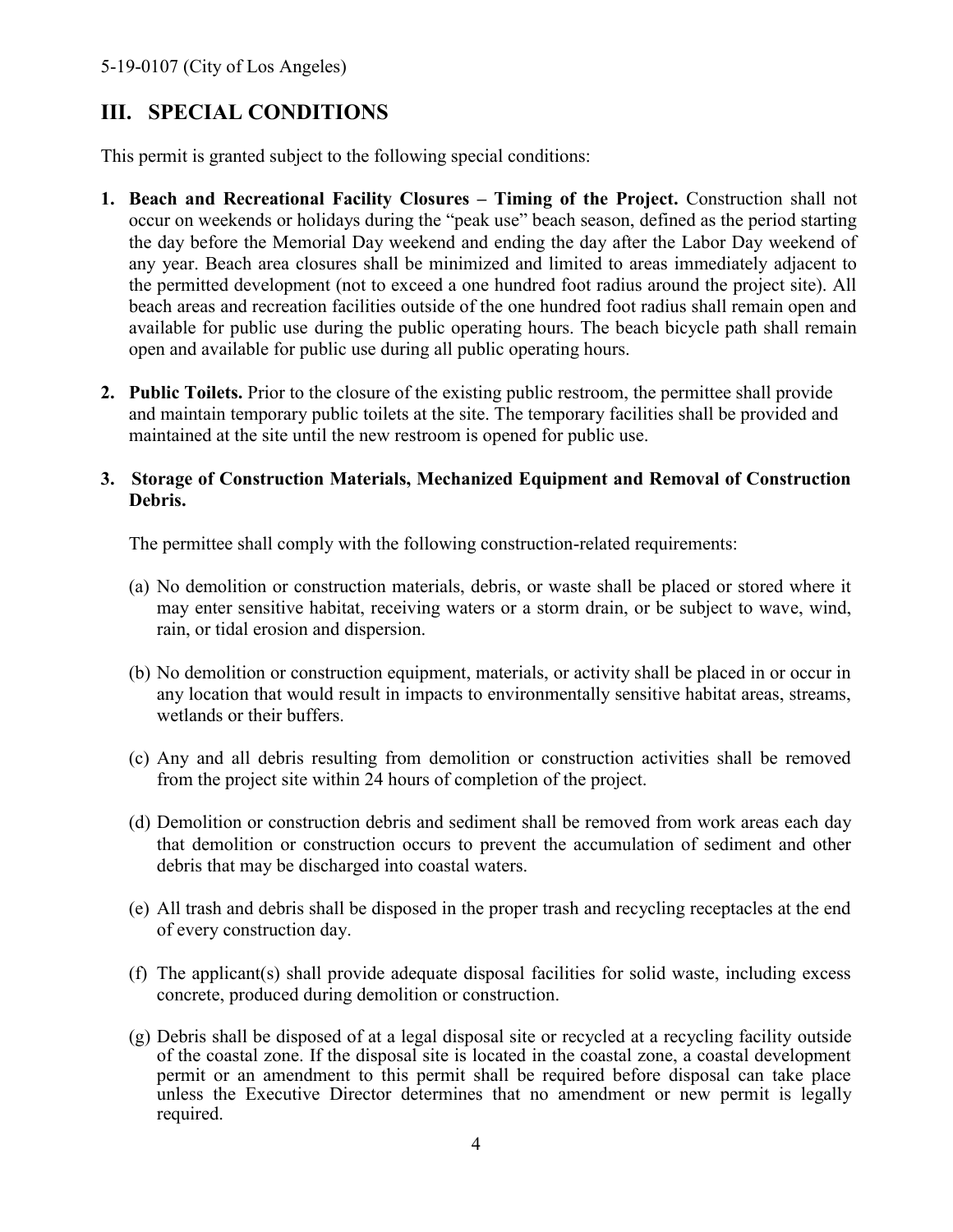## III. SPECIAL CONDITIONS

This permit is granted subject to the following special conditions:

1. **Beach and Recreational Facility Closures – Timing of the Project.** Construction shall not occur on weekends or holidays during the "peak use" beach season, defined as the period starting the day before the Memorial Day weekend and ending the day after the Labor Day weekend of any year. Beach area closures shall be minimized and limited to areas immediately adjacent to the permitted development (not to exceed a one hundred foot radius around the project site). All beach areas and recreation facilities outside of the one hundred foot radius shall remain open and available for public use during the public operating hours. The beach bicycle path shall remain open and available for public use during all public operating hours.

2. **Public Toilets.** Prior to the closure of the existing public restroom, the permittee shall provide and maintain temporary public toilets at the site. The temporary facilities shall be provided and maintained at the site until the new restroom is opened for public use.

3. **Storage of Construction Materials, Mechanized Equipment and Removal of Construction Debris.**

   The permittee shall comply with the following construction-related requirements:

   (a) No demolition or construction materials, debris, or waste shall be placed or stored where it may enter sensitive habitat, receiving waters or a storm drain, or be subject to wave, wind, rain, or tidal erosion and dispersion.

   (b) No demolition or construction equipment, materials, or activity shall be placed in or occur in any location that would result in impacts to environmentally sensitive habitat areas, streams, wetlands or their buffers.

   (c) Any and all debris resulting from demolition or construction activities shall be removed from the project site within 24 hours of completion of the project.

   (d) Demolition or construction debris and sediment shall be removed from work areas each day that demolition or construction occurs to prevent the accumulation of sediment and other debris that may be discharged into coastal waters.

   (e) All trash and debris shall be disposed in the proper trash and recycling receptacles at the end of every construction day.

   (f) The applicant(s) shall provide adequate disposal facilities for solid waste, including excess concrete, produced during demolition or construction.

   (g) Debris shall be disposed of at a legal disposal site or recycled at a recycling facility outside of the coastal zone. If the disposal site is located in the coastal zone, a coastal development permit or an amendment to this permit shall be required before disposal can take place unless the Executive Director determines that no amendment or new permit is legally required.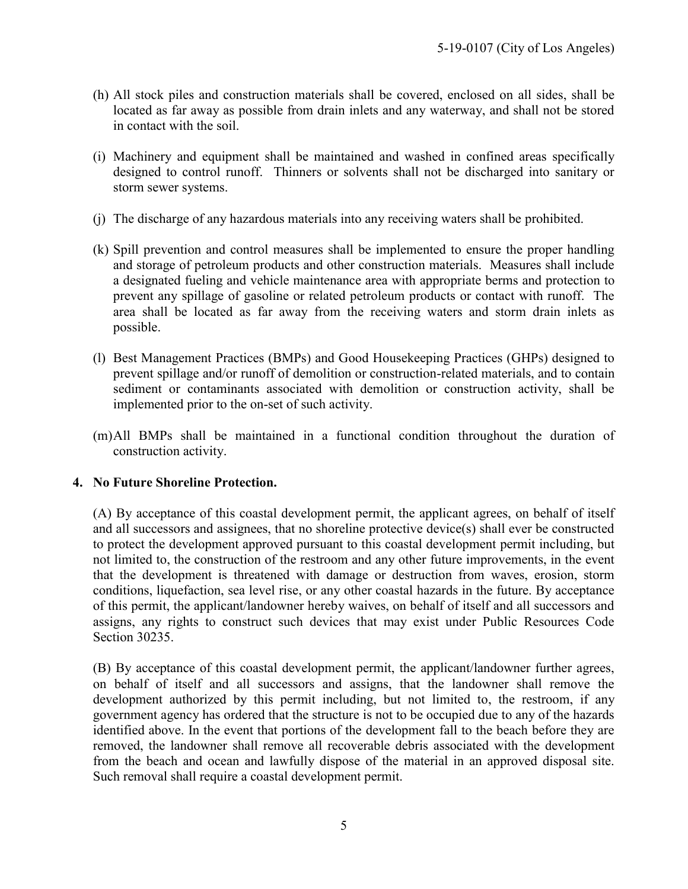(h) All stock piles and construction materials shall be covered, enclosed on all sides, shall be located as far away as possible from drain inlets and any waterway, and shall not be stored in contact with the soil.

(i) Machinery and equipment shall be maintained and washed in confined areas specifically designed to control runoff. Thinners or solvents shall not be discharged into sanitary or storm sewer systems.

(j) The discharge of any hazardous materials into any receiving waters shall be prohibited.

(k) Spill prevention and control measures shall be implemented to ensure the proper handling and storage of petroleum products and other construction materials. Measures shall include a designated fueling and vehicle maintenance area with appropriate berms and protection to prevent any spillage of gasoline or related petroleum products or contact with runoff. The area shall be located as far away from the receiving waters and storm drain inlets as possible.

(l) Best Management Practices (BMPs) and Good Housekeeping Practices (GHPs) designed to prevent spillage and/or runoff of demolition or construction-related materials, and to contain sediment or contaminants associated with demolition or construction activity, shall be implemented prior to the on-set of such activity.

(m) All BMPs shall be maintained in a functional condition throughout the duration of construction activity.

**4. No Future Shoreline Protection.**

(A) By acceptance of this coastal development permit, the applicant agrees, on behalf of itself and all successors and assignees, that no shoreline protective device(s) shall ever be constructed to protect the development approved pursuant to this coastal development permit including, but not limited to, the construction of the restroom and any other future improvements, in the event that the development is threatened with damage or destruction from waves, erosion, storm conditions, liquefaction, sea level rise, or any other coastal hazards in the future. By acceptance of this permit, the applicant/landowner hereby waives, on behalf of itself and all successors and assigns, any rights to construct such devices that may exist under Public Resources Code Section 30235.

(B) By acceptance of this coastal development permit, the applicant/landowner further agrees, on behalf of itself and all successors and assigns, that the landowner shall remove the development authorized by this permit including, but not limited to, the restroom, if any government agency has ordered that the structure is not to be occupied due to any of the hazards identified above. In the event that portions of the development fall to the beach before they are removed, the landowner shall remove all recoverable debris associated with the development from the beach and ocean and lawfully dispose of the material in an approved disposal site. Such removal shall require a coastal development permit.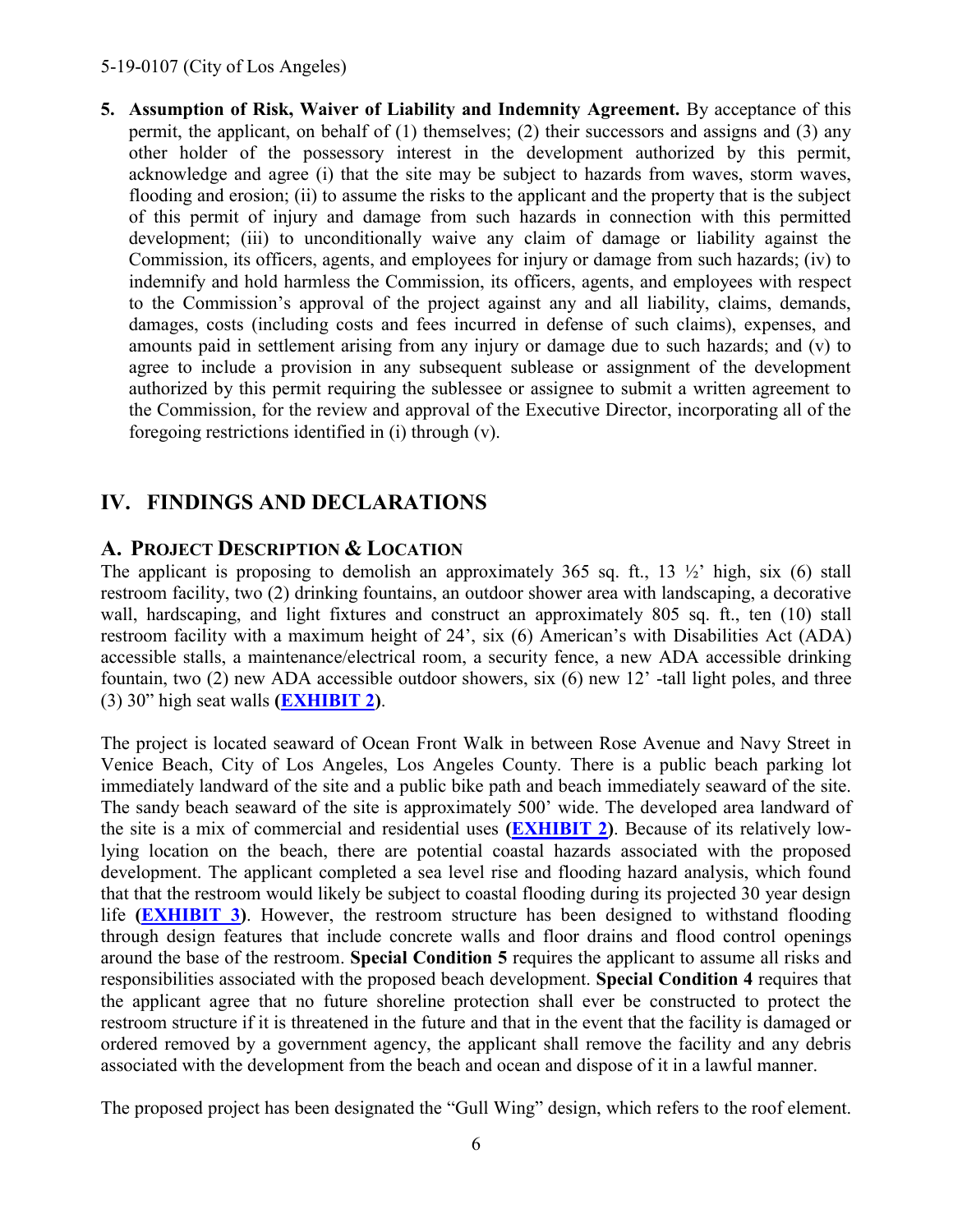5. **Assumption of Risk, Waiver of Liability and Indemnity Agreement.** By acceptance of this permit, the applicant, on behalf of (1) themselves; (2) their successors and assigns and (3) any other holder of the possessory interest in the development authorized by this permit, acknowledge and agree (i) that the site may be subject to hazards from waves, storm waves, flooding and erosion; (ii) to assume the risks to the applicant and the property that is the subject of this permit of injury and damage from such hazards in connection with this permitted development; (iii) to unconditionally waive any claim of damage or liability against the Commission, its officers, agents, and employees for injury or damage from such hazards; (iv) to indemnify and hold harmless the Commission, its officers, agents, and employees with respect to the Commission's approval of the project against any and all liability, claims, demands, damages, costs (including costs and fees incurred in defense of such claims), expenses, and amounts paid in settlement arising from any injury or damage due to such hazards; and (v) to agree to include a provision in any subsequent sublease or assignment of the development authorized by this permit requiring the sublessee or assignee to submit a written agreement to the Commission, for the review and approval of the Executive Director, incorporating all of the foregoing restrictions identified in (i) through (v).

## IV. FINDINGS AND DECLARATIONS

### A. Project Description & Location

The applicant is proposing to demolish an approximately 365 sq. ft., 13 ½' high, six (6) stall restroom facility, two (2) drinking fountains, an outdoor shower area with landscaping, a decorative wall, hardscaping, and light fixtures and construct an approximately 805 sq. ft., ten (10) stall restroom facility with a maximum height of 24', six (6) American's with Disabilities Act (ADA) accessible stalls, a maintenance/electrical room, a security fence, a new ADA accessible drinking fountain, two (2) new ADA accessible outdoor showers, six (6) new 12' -tall light poles, and three (3) 30" high seat walls **(EXHIBIT 2)**.

The project is located seaward of Ocean Front Walk in between Rose Avenue and Navy Street in Venice Beach, City of Los Angeles, Los Angeles County. There is a public beach parking lot immediately landward of the site and a public bike path and beach immediately seaward of the site. The sandy beach seaward of the site is approximately 500' wide. The developed area landward of the site is a mix of commercial and residential uses **(EXHIBIT 2)**. Because of its relatively low-lying location on the beach, there are potential coastal hazards associated with the proposed development. The applicant completed a sea level rise and flooding hazard analysis, which found that that the restroom would likely be subject to coastal flooding during its projected 30 year design life **(EXHIBIT 3)**. However, the restroom structure has been designed to withstand flooding through design features that include concrete walls and floor drains and flood control openings around the base of the restroom. **Special Condition 5** requires the applicant to assume all risks and responsibilities associated with the proposed beach development. **Special Condition 4** requires that the applicant agree that no future shoreline protection shall ever be constructed to protect the restroom structure if it is threatened in the future and that in the event that the facility is damaged or ordered removed by a government agency, the applicant shall remove the facility and any debris associated with the development from the beach and ocean and dispose of it in a lawful manner.

The proposed project has been designated the "Gull Wing" design, which refers to the roof element.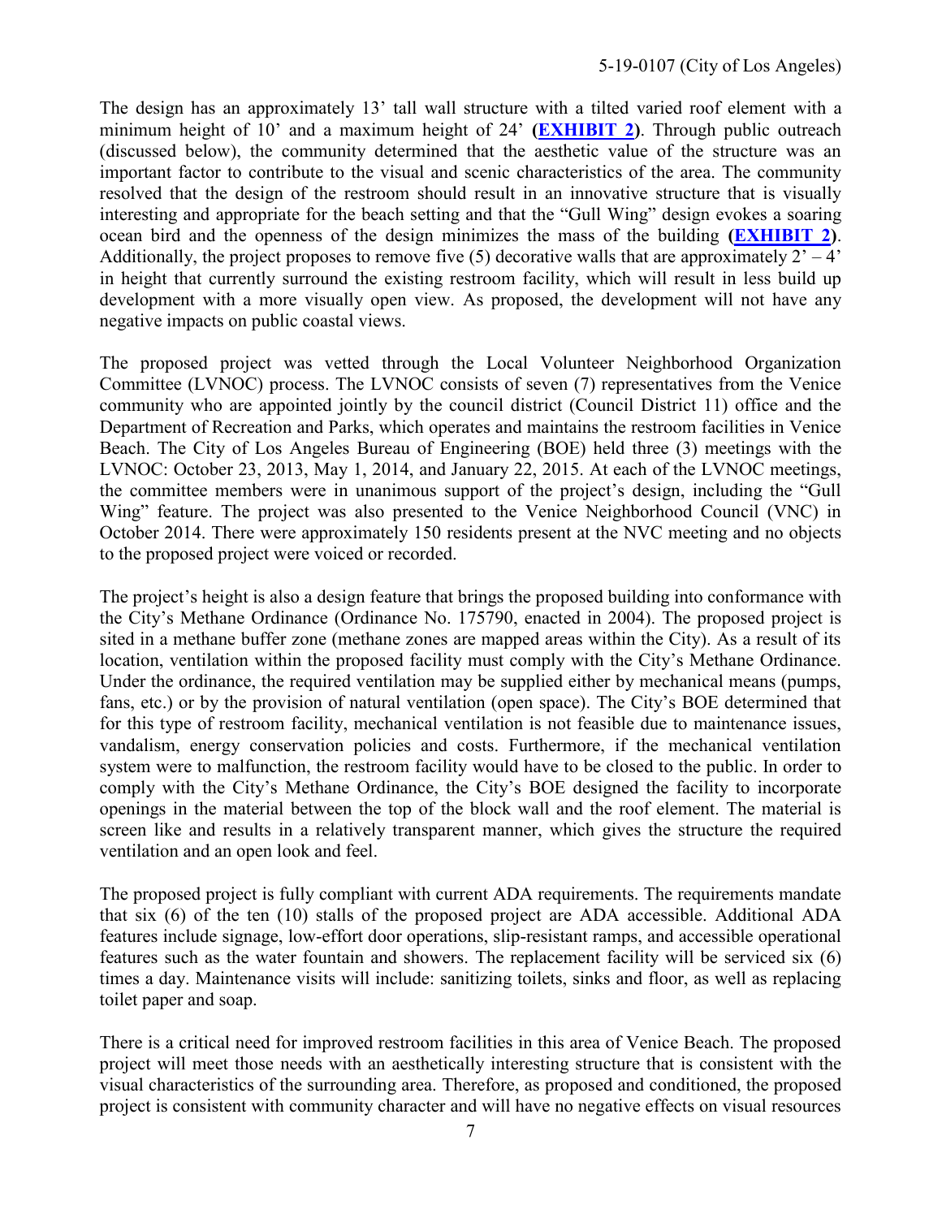The design has an approximately 13' tall wall structure with a tilted varied roof element with a minimum height of 10' and a maximum height of 24' **(EXHIBIT 2)**. Through public outreach (discussed below), the community determined that the aesthetic value of the structure was an important factor to contribute to the visual and scenic characteristics of the area. The community resolved that the design of the restroom should result in an innovative structure that is visually interesting and appropriate for the beach setting and that the "Gull Wing" design evokes a soaring ocean bird and the openness of the design minimizes the mass of the building **(EXHIBIT 2)**. Additionally, the project proposes to remove five (5) decorative walls that are approximately 2' – 4' in height that currently surround the existing restroom facility, which will result in less build up development with a more visually open view. As proposed, the development will not have any negative impacts on public coastal views.

The proposed project was vetted through the Local Volunteer Neighborhood Organization Committee (LVNOC) process. The LVNOC consists of seven (7) representatives from the Venice community who are appointed jointly by the council district (Council District 11) office and the Department of Recreation and Parks, which operates and maintains the restroom facilities in Venice Beach. The City of Los Angeles Bureau of Engineering (BOE) held three (3) meetings with the LVNOC: October 23, 2013, May 1, 2014, and January 22, 2015. At each of the LVNOC meetings, the committee members were in unanimous support of the project's design, including the "Gull Wing" feature. The project was also presented to the Venice Neighborhood Council (VNC) in October 2014. There were approximately 150 residents present at the NVC meeting and no objects to the proposed project were voiced or recorded.

The project's height is also a design feature that brings the proposed building into conformance with the City's Methane Ordinance (Ordinance No. 175790, enacted in 2004). The proposed project is sited in a methane buffer zone (methane zones are mapped areas within the City). As a result of its location, ventilation within the proposed facility must comply with the City's Methane Ordinance. Under the ordinance, the required ventilation may be supplied either by mechanical means (pumps, fans, etc.) or by the provision of natural ventilation (open space). The City's BOE determined that for this type of restroom facility, mechanical ventilation is not feasible due to maintenance issues, vandalism, energy conservation policies and costs. Furthermore, if the mechanical ventilation system were to malfunction, the restroom facility would have to be closed to the public. In order to comply with the City's Methane Ordinance, the City's BOE designed the facility to incorporate openings in the material between the top of the block wall and the roof element. The material is screen like and results in a relatively transparent manner, which gives the structure the required ventilation and an open look and feel.

The proposed project is fully compliant with current ADA requirements. The requirements mandate that six (6) of the ten (10) stalls of the proposed project are ADA accessible. Additional ADA features include signage, low-effort door operations, slip-resistant ramps, and accessible operational features such as the water fountain and showers. The replacement facility will be serviced six (6) times a day. Maintenance visits will include: sanitizing toilets, sinks and floor, as well as replacing toilet paper and soap.

There is a critical need for improved restroom facilities in this area of Venice Beach. The proposed project will meet those needs with an aesthetically interesting structure that is consistent with the visual characteristics of the surrounding area. Therefore, as proposed and conditioned, the proposed project is consistent with community character and will have no negative effects on visual resources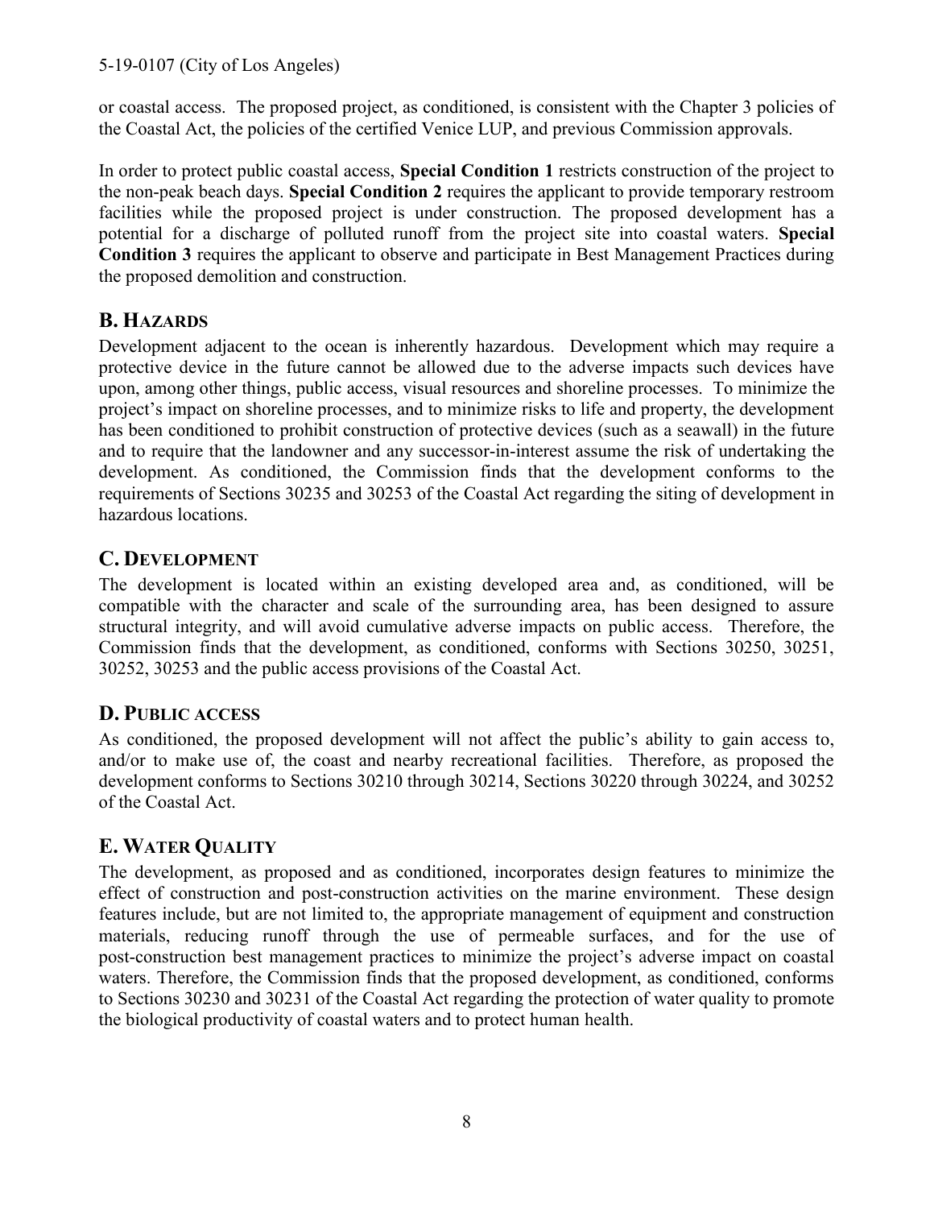or coastal access. The proposed project, as conditioned, is consistent with the Chapter 3 policies of the Coastal Act, the policies of the certified Venice LUP, and previous Commission approvals.

In order to protect public coastal access, **Special Condition 1** restricts construction of the project to the non-peak beach days. **Special Condition 2** requires the applicant to provide temporary restroom facilities while the proposed project is under construction. The proposed development has a potential for a discharge of polluted runoff from the project site into coastal waters. **Special Condition 3** requires the applicant to observe and participate in Best Management Practices during the proposed demolition and construction.

## B. Hazards

Development adjacent to the ocean is inherently hazardous. Development which may require a protective device in the future cannot be allowed due to the adverse impacts such devices have upon, among other things, public access, visual resources and shoreline processes. To minimize the project's impact on shoreline processes, and to minimize risks to life and property, the development has been conditioned to prohibit construction of protective devices (such as a seawall) in the future and to require that the landowner and any successor-in-interest assume the risk of undertaking the development. As conditioned, the Commission finds that the development conforms to the requirements of Sections 30235 and 30253 of the Coastal Act regarding the siting of development in hazardous locations.

## C. Development

The development is located within an existing developed area and, as conditioned, will be compatible with the character and scale of the surrounding area, has been designed to assure structural integrity, and will avoid cumulative adverse impacts on public access. Therefore, the Commission finds that the development, as conditioned, conforms with Sections 30250, 30251, 30252, 30253 and the public access provisions of the Coastal Act.

## D. Public access

As conditioned, the proposed development will not affect the public's ability to gain access to, and/or to make use of, the coast and nearby recreational facilities. Therefore, as proposed the development conforms to Sections 30210 through 30214, Sections 30220 through 30224, and 30252 of the Coastal Act.

## E. Water Quality

The development, as proposed and as conditioned, incorporates design features to minimize the effect of construction and post-construction activities on the marine environment. These design features include, but are not limited to, the appropriate management of equipment and construction materials, reducing runoff through the use of permeable surfaces, and for the use of post-construction best management practices to minimize the project's adverse impact on coastal waters. Therefore, the Commission finds that the proposed development, as conditioned, conforms to Sections 30230 and 30231 of the Coastal Act regarding the protection of water quality to promote the biological productivity of coastal waters and to protect human health.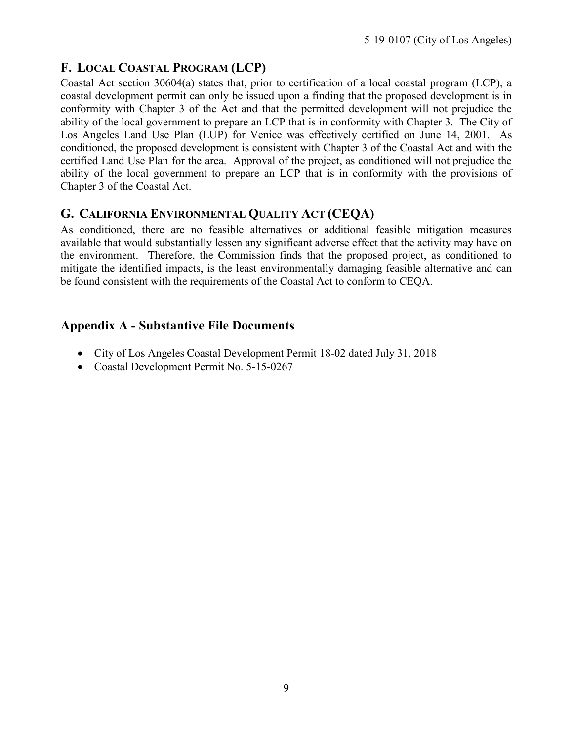## F. Local Coastal Program (LCP)

Coastal Act section 30604(a) states that, prior to certification of a local coastal program (LCP), a coastal development permit can only be issued upon a finding that the proposed development is in conformity with Chapter 3 of the Act and that the permitted development will not prejudice the ability of the local government to prepare an LCP that is in conformity with Chapter 3. The City of Los Angeles Land Use Plan (LUP) for Venice was effectively certified on June 14, 2001. As conditioned, the proposed development is consistent with Chapter 3 of the Coastal Act and with the certified Land Use Plan for the area. Approval of the project, as conditioned will not prejudice the ability of the local government to prepare an LCP that is in conformity with the provisions of Chapter 3 of the Coastal Act.

## G. California Environmental Quality Act (CEQA)

As conditioned, there are no feasible alternatives or additional feasible mitigation measures available that would substantially lessen any significant adverse effect that the activity may have on the environment. Therefore, the Commission finds that the proposed project, as conditioned to mitigate the identified impacts, is the least environmentally damaging feasible alternative and can be found consistent with the requirements of the Coastal Act to conform to CEQA.

## Appendix A - Substantive File Documents

- City of Los Angeles Coastal Development Permit 18-02 dated July 31, 2018
- Coastal Development Permit No. 5-15-0267